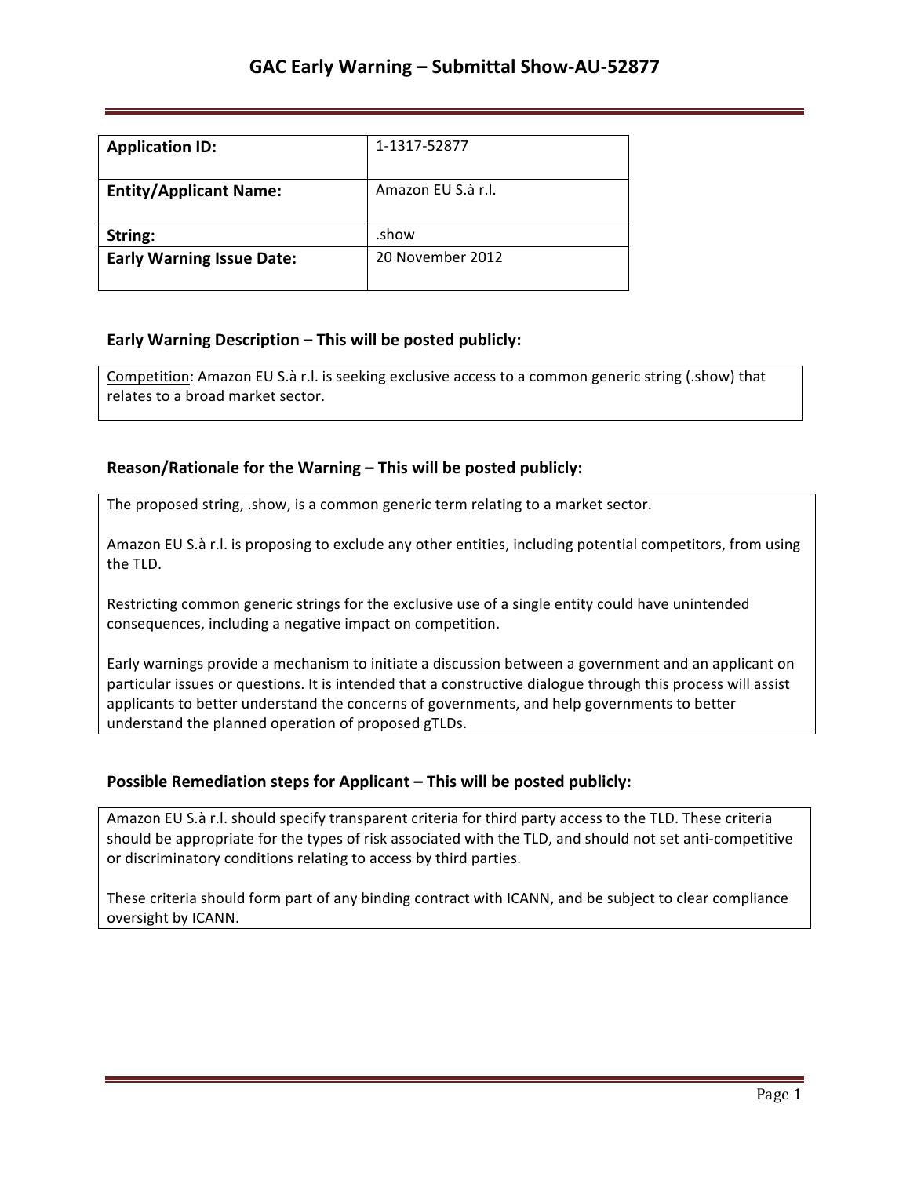# GAC Early Warning – Submittal Show-AU-52877

| **Application ID:** | 1-1317-52877 |
|---|---|
| **Entity/Applicant Name:** | Amazon EU S.à r.l. |
| **String:** | .show |
| **Early Warning Issue Date:** | 20 November 2012 |

### Early Warning Description – This will be posted publicly:

Competition: Amazon EU S.à r.l. is seeking exclusive access to a common generic string (.show) that relates to a broad market sector.

### Reason/Rationale for the Warning – This will be posted publicly:

The proposed string, .show, is a common generic term relating to a market sector.

Amazon EU S.à r.l. is proposing to exclude any other entities, including potential competitors, from using the TLD.

Restricting common generic strings for the exclusive use of a single entity could have unintended consequences, including a negative impact on competition.

Early warnings provide a mechanism to initiate a discussion between a government and an applicant on particular issues or questions. It is intended that a constructive dialogue through this process will assist applicants to better understand the concerns of governments, and help governments to better understand the planned operation of proposed gTLDs.

### Possible Remediation steps for Applicant – This will be posted publicly:

Amazon EU S.à r.l. should specify transparent criteria for third party access to the TLD. These criteria should be appropriate for the types of risk associated with the TLD, and should not set anti-competitive or discriminatory conditions relating to access by third parties.

These criteria should form part of any binding contract with ICANN, and be subject to clear compliance oversight by ICANN.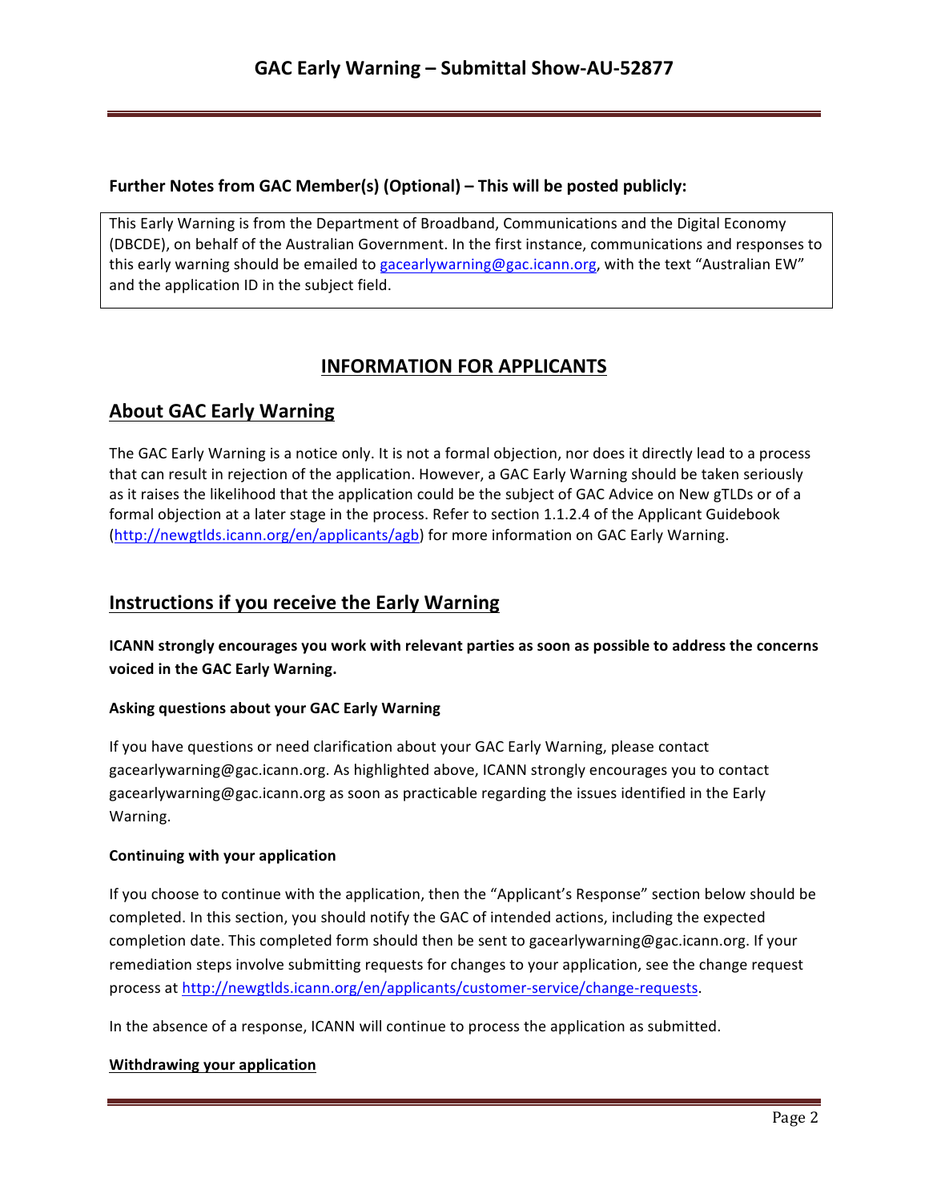**Further Notes from GAC Member(s) (Optional) – This will be posted publicly:**

This Early Warning is from the Department of Broadband, Communications and the Digital Economy (DBCDE), on behalf of the Australian Government. In the first instance, communications and responses to this early warning should be emailed to gacearlywarning@gac.icann.org, with the text "Australian EW" and the application ID in the subject field.

## INFORMATION FOR APPLICANTS

## About GAC Early Warning

The GAC Early Warning is a notice only. It is not a formal objection, nor does it directly lead to a process that can result in rejection of the application. However, a GAC Early Warning should be taken seriously as it raises the likelihood that the application could be the subject of GAC Advice on New gTLDs or of a formal objection at a later stage in the process. Refer to section 1.1.2.4 of the Applicant Guidebook (http://newgtlds.icann.org/en/applicants/agb) for more information on GAC Early Warning.

## Instructions if you receive the Early Warning

**ICANN strongly encourages you work with relevant parties as soon as possible to address the concerns voiced in the GAC Early Warning.**

#### Asking questions about your GAC Early Warning

If you have questions or need clarification about your GAC Early Warning, please contact gacearlywarning@gac.icann.org. As highlighted above, ICANN strongly encourages you to contact gacearlywarning@gac.icann.org as soon as practicable regarding the issues identified in the Early Warning.

#### Continuing with your application

If you choose to continue with the application, then the "Applicant's Response" section below should be completed. In this section, you should notify the GAC of intended actions, including the expected completion date. This completed form should then be sent to gacearlywarning@gac.icann.org. If your remediation steps involve submitting requests for changes to your application, see the change request process at http://newgtlds.icann.org/en/applicants/customer-service/change-requests.

In the absence of a response, ICANN will continue to process the application as submitted.

#### Withdrawing your application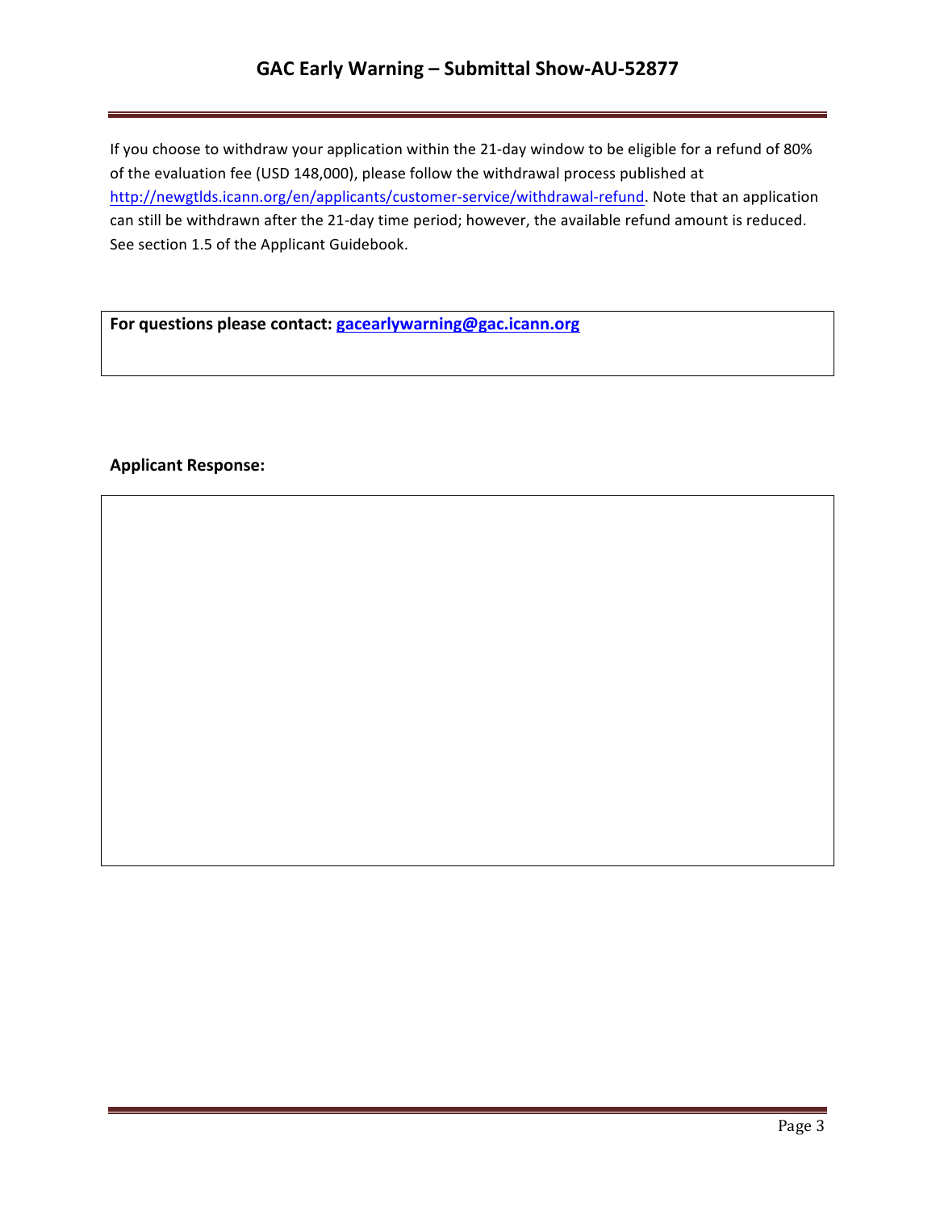If you choose to withdraw your application within the 21-day window to be eligible for a refund of 80% of the evaluation fee (USD 148,000), please follow the withdrawal process published at http://newgtlds.icann.org/en/applicants/customer-service/withdrawal-refund. Note that an application can still be withdrawn after the 21-day time period; however, the available refund amount is reduced. See section 1.5 of the Applicant Guidebook.

**For questions please contact: gacearlywarning@gac.icann.org**

**Applicant Response:**